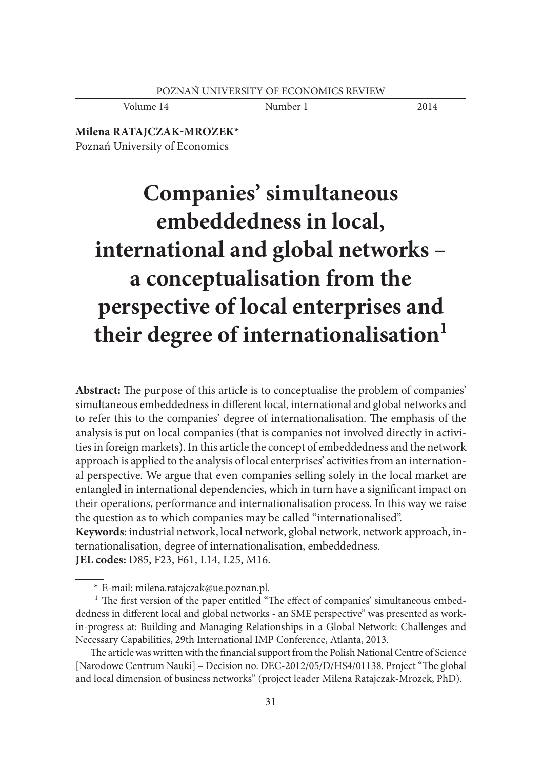**Milena RATAJCZAK-MROZEK***
Poznań University of Economics

# Companies' simultaneous embeddedness in local, international and global networks – a conceptualisation from the perspective of local enterprises and their degree of internationalisation[1]

**Abstract:** The purpose of this article is to conceptualise the problem of companies' simultaneous embeddedness in different local, international and global networks and to refer this to the companies' degree of internationalisation. The emphasis of the analysis is put on local companies (that is companies not involved directly in activities in foreign markets). In this article the concept of embeddedness and the network approach is applied to the analysis of local enterprises' activities from an international perspective. We argue that even companies selling solely in the local market are entangled in international dependencies, which in turn have a significant impact on their operations, performance and internationalisation process. In this way we raise the question as to which companies may be called "internationalised".
**Keywords**: industrial network, local network, global network, network approach, internationalisation, degree of internationalisation, embeddedness.
**JEL codes:** D85, F23, F61, L14, L25, M16.

---

\* E-mail: milena.ratajczak@ue.poznan.pl.

[1] The first version of the paper entitled "The effect of companies' simultaneous embeddedness in different local and global networks - an SME perspective" was presented as work-in-progress at: Building and Managing Relationships in a Global Network: Challenges and Necessary Capabilities, 29th International IMP Conference, Atlanta, 2013.

The article was written with the financial support from the Polish National Centre of Science [Narodowe Centrum Nauki] – Decision no. DEC-2012/05/D/HS4/01138. Project "The global and local dimension of business networks" (project leader Milena Ratajczak-Mrozek, PhD).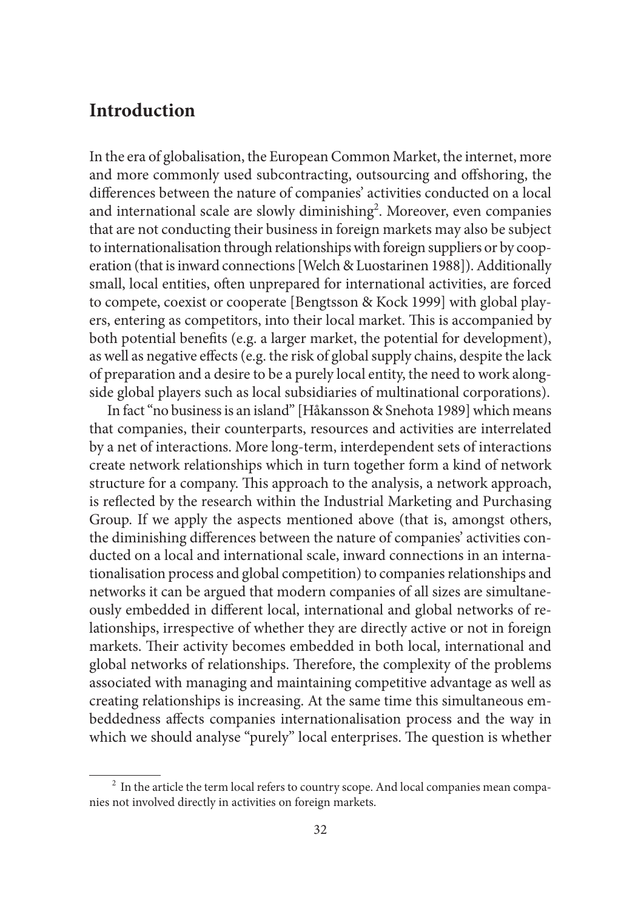## Introduction

In the era of globalisation, the European Common Market, the internet, more and more commonly used subcontracting, outsourcing and offshoring, the differences between the nature of companies' activities conducted on a local and international scale are slowly diminishing[2]. Moreover, even companies that are not conducting their business in foreign markets may also be subject to internationalisation through relationships with foreign suppliers or by cooperation (that is inward connections [Welch & Luostarinen 1988]). Additionally small, local entities, often unprepared for international activities, are forced to compete, coexist or cooperate [Bengtsson & Kock 1999] with global players, entering as competitors, into their local market. This is accompanied by both potential benefits (e.g. a larger market, the potential for development), as well as negative effects (e.g. the risk of global supply chains, despite the lack of preparation and a desire to be a purely local entity, the need to work alongside global players such as local subsidiaries of multinational corporations).

In fact "no business is an island" [Håkansson & Snehota 1989] which means that companies, their counterparts, resources and activities are interrelated by a net of interactions. More long-term, interdependent sets of interactions create network relationships which in turn together form a kind of network structure for a company. This approach to the analysis, a network approach, is reflected by the research within the Industrial Marketing and Purchasing Group. If we apply the aspects mentioned above (that is, amongst others, the diminishing differences between the nature of companies' activities conducted on a local and international scale, inward connections in an internationalisation process and global competition) to companies relationships and networks it can be argued that modern companies of all sizes are simultaneously embedded in different local, international and global networks of relationships, irrespective of whether they are directly active or not in foreign markets. Their activity becomes embedded in both local, international and global networks of relationships. Therefore, the complexity of the problems associated with managing and maintaining competitive advantage as well as creating relationships is increasing. At the same time this simultaneous embeddedness affects companies internationalisation process and the way in which we should analyse "purely" local enterprises. The question is whether

[2] In the article the term local refers to country scope. And local companies mean companies not involved directly in activities on foreign markets.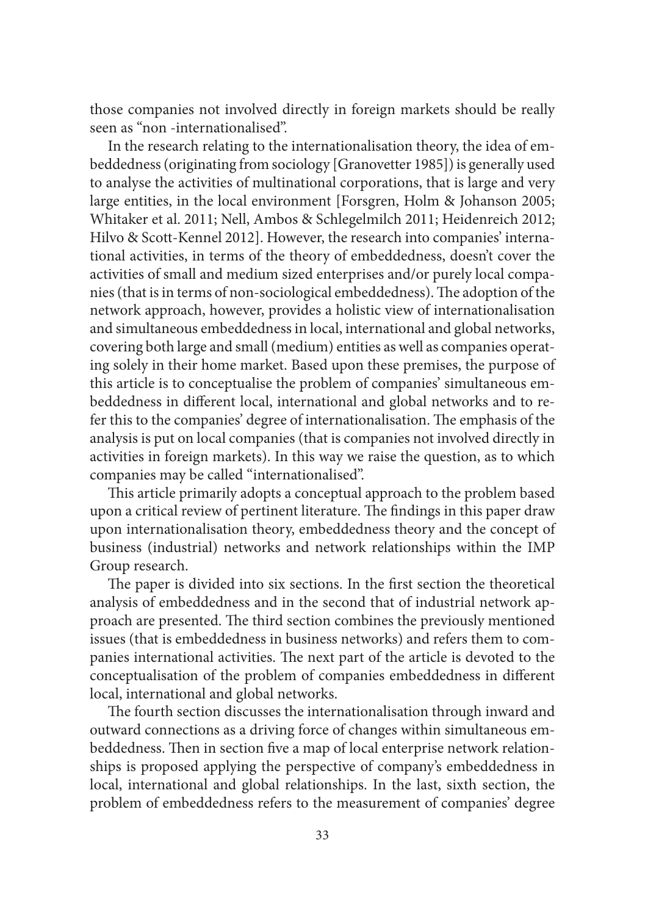those companies not involved directly in foreign markets should be really seen as "non -internationalised".

In the research relating to the internationalisation theory, the idea of embeddedness (originating from sociology [Granovetter 1985]) is generally used to analyse the activities of multinational corporations, that is large and very large entities, in the local environment [Forsgren, Holm & Johanson 2005; Whitaker et al. 2011; Nell, Ambos & Schlegelmilch 2011; Heidenreich 2012; Hilvo & Scott-Kennel 2012]. However, the research into companies' international activities, in terms of the theory of embeddedness, doesn't cover the activities of small and medium sized enterprises and/or purely local companies (that is in terms of non-sociological embeddedness). The adoption of the network approach, however, provides a holistic view of internationalisation and simultaneous embeddedness in local, international and global networks, covering both large and small (medium) entities as well as companies operating solely in their home market. Based upon these premises, the purpose of this article is to conceptualise the problem of companies' simultaneous embeddedness in different local, international and global networks and to refer this to the companies' degree of internationalisation. The emphasis of the analysis is put on local companies (that is companies not involved directly in activities in foreign markets). In this way we raise the question, as to which companies may be called "internationalised".

This article primarily adopts a conceptual approach to the problem based upon a critical review of pertinent literature. The findings in this paper draw upon internationalisation theory, embeddedness theory and the concept of business (industrial) networks and network relationships within the IMP Group research.

The paper is divided into six sections. In the first section the theoretical analysis of embeddedness and in the second that of industrial network approach are presented. The third section combines the previously mentioned issues (that is embeddedness in business networks) and refers them to companies international activities. The next part of the article is devoted to the conceptualisation of the problem of companies embeddedness in different local, international and global networks.

The fourth section discusses the internationalisation through inward and outward connections as a driving force of changes within simultaneous embeddedness. Then in section five a map of local enterprise network relationships is proposed applying the perspective of company's embeddedness in local, international and global relationships. In the last, sixth section, the problem of embeddedness refers to the measurement of companies' degree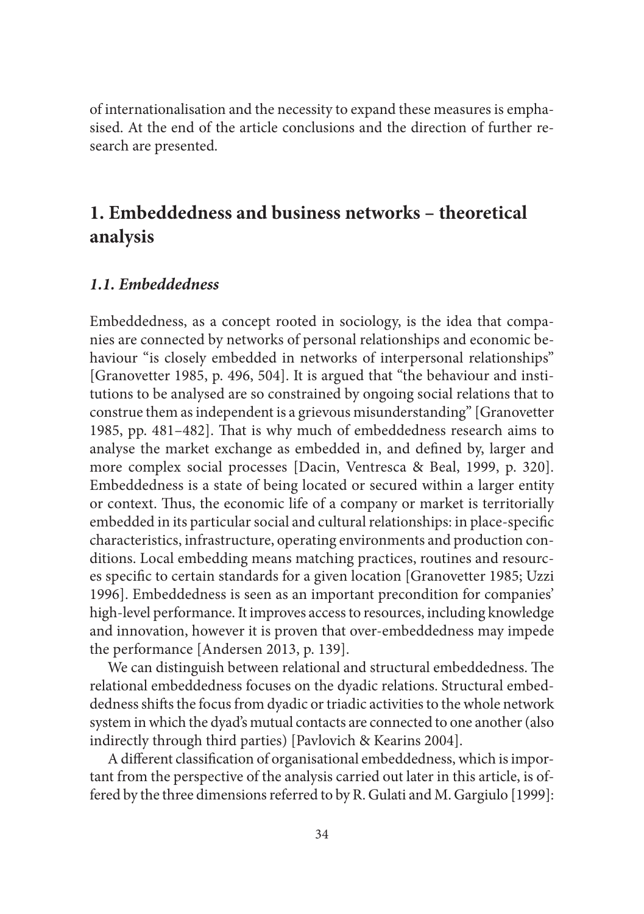of internationalisation and the necessity to expand these measures is emphasised. At the end of the article conclusions and the direction of further research are presented.

## 1. Embeddedness and business networks – theoretical analysis

### *1.1. Embeddedness*

Embeddedness, as a concept rooted in sociology, is the idea that companies are connected by networks of personal relationships and economic behaviour "is closely embedded in networks of interpersonal relationships" [Granovetter 1985, p. 496, 504]. It is argued that "the behaviour and institutions to be analysed are so constrained by ongoing social relations that to construe them as independent is a grievous misunderstanding" [Granovetter 1985, pp. 481–482]. That is why much of embeddedness research aims to analyse the market exchange as embedded in, and defined by, larger and more complex social processes [Dacin, Ventresca & Beal, 1999, p. 320]. Embeddedness is a state of being located or secured within a larger entity or context. Thus, the economic life of a company or market is territorially embedded in its particular social and cultural relationships: in place-specific characteristics, infrastructure, operating environments and production conditions. Local embedding means matching practices, routines and resources specific to certain standards for a given location [Granovetter 1985; Uzzi 1996]. Embeddedness is seen as an important precondition for companies' high-level performance. It improves access to resources, including knowledge and innovation, however it is proven that over-embeddedness may impede the performance [Andersen 2013, p. 139].

We can distinguish between relational and structural embeddedness. The relational embeddedness focuses on the dyadic relations. Structural embeddedness shifts the focus from dyadic or triadic activities to the whole network system in which the dyad's mutual contacts are connected to one another (also indirectly through third parties) [Pavlovich & Kearins 2004].

A different classification of organisational embeddedness, which is important from the perspective of the analysis carried out later in this article, is offered by the three dimensions referred to by R. Gulati and M. Gargiulo [1999]: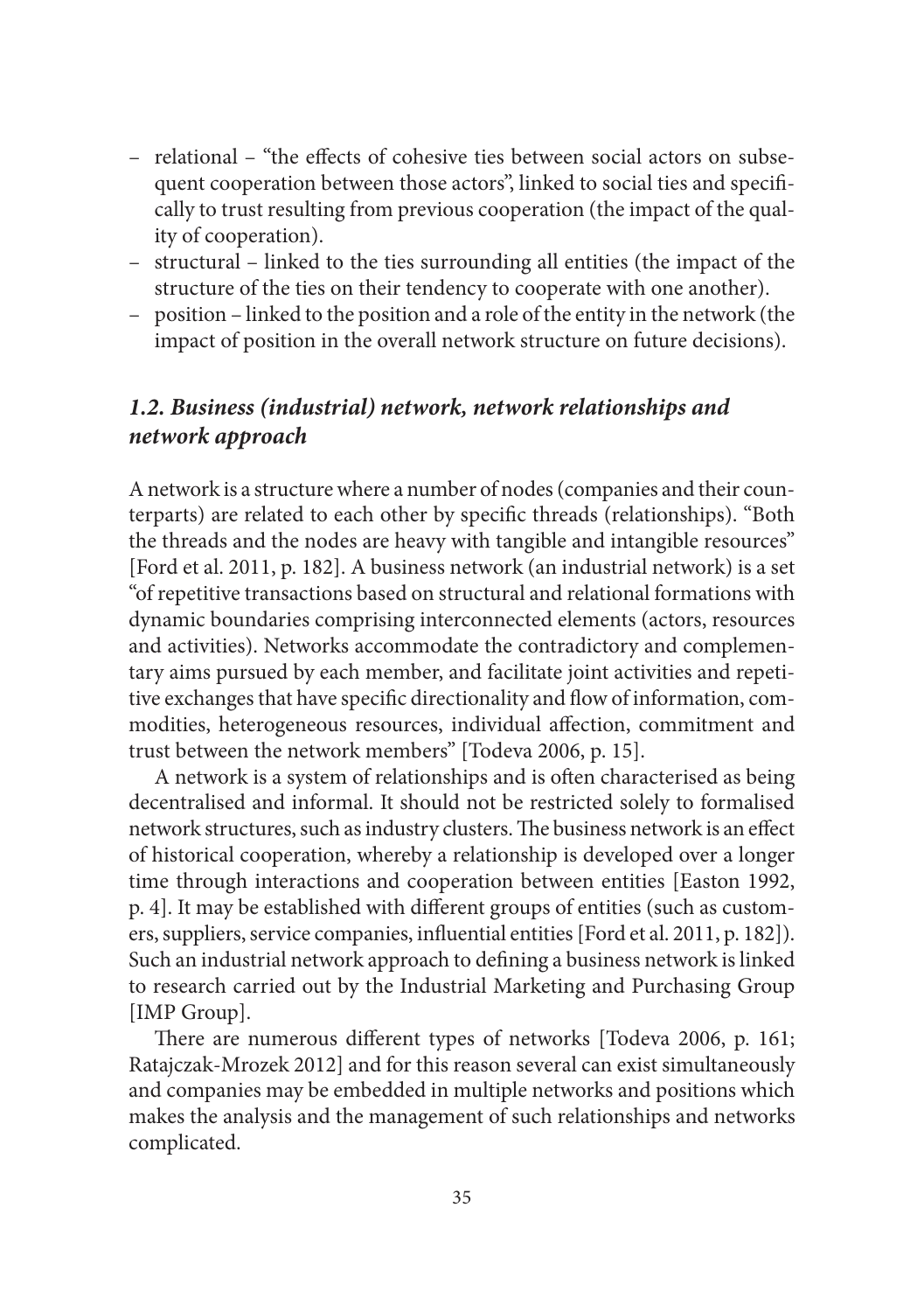- relational – "the effects of cohesive ties between social actors on subsequent cooperation between those actors", linked to social ties and specifically to trust resulting from previous cooperation (the impact of the quality of cooperation).
- structural – linked to the ties surrounding all entities (the impact of the structure of the ties on their tendency to cooperate with one another).
- position – linked to the position and a role of the entity in the network (the impact of position in the overall network structure on future decisions).

### *1.2. Business (industrial) network, network relationships and network approach*

A network is a structure where a number of nodes (companies and their counterparts) are related to each other by specific threads (relationships). "Both the threads and the nodes are heavy with tangible and intangible resources" [Ford et al. 2011, p. 182]. A business network (an industrial network) is a set "of repetitive transactions based on structural and relational formations with dynamic boundaries comprising interconnected elements (actors, resources and activities). Networks accommodate the contradictory and complementary aims pursued by each member, and facilitate joint activities and repetitive exchanges that have specific directionality and flow of information, commodities, heterogeneous resources, individual affection, commitment and trust between the network members" [Todeva 2006, p. 15].

A network is a system of relationships and is often characterised as being decentralised and informal. It should not be restricted solely to formalised network structures, such as industry clusters. The business network is an effect of historical cooperation, whereby a relationship is developed over a longer time through interactions and cooperation between entities [Easton 1992, p. 4]. It may be established with different groups of entities (such as customers, suppliers, service companies, influential entities [Ford et al. 2011, p. 182]). Such an industrial network approach to defining a business network is linked to research carried out by the Industrial Marketing and Purchasing Group [IMP Group].

There are numerous different types of networks [Todeva 2006, p. 161; Ratajczak-Mrozek 2012] and for this reason several can exist simultaneously and companies may be embedded in multiple networks and positions which makes the analysis and the management of such relationships and networks complicated.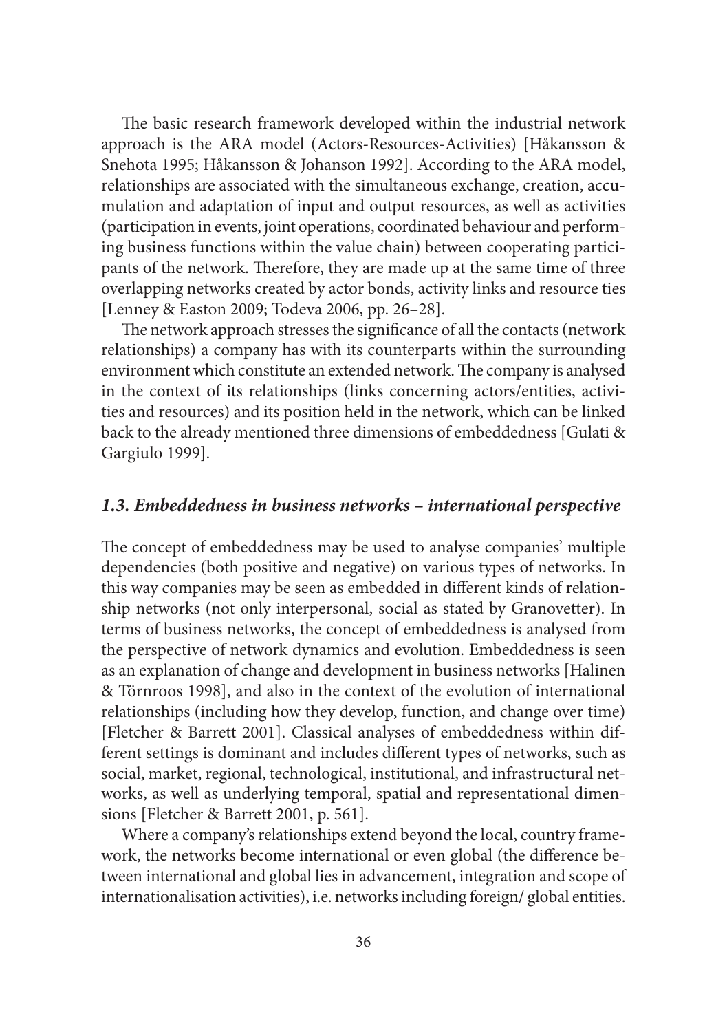The basic research framework developed within the industrial network approach is the ARA model (Actors-Resources-Activities) [Håkansson & Snehota 1995; Håkansson & Johanson 1992]. According to the ARA model, relationships are associated with the simultaneous exchange, creation, accumulation and adaptation of input and output resources, as well as activities (participation in events, joint operations, coordinated behaviour and performing business functions within the value chain) between cooperating participants of the network. Therefore, they are made up at the same time of three overlapping networks created by actor bonds, activity links and resource ties [Lenney & Easton 2009; Todeva 2006, pp. 26–28].

The network approach stresses the significance of all the contacts (network relationships) a company has with its counterparts within the surrounding environment which constitute an extended network. The company is analysed in the context of its relationships (links concerning actors/entities, activities and resources) and its position held in the network, which can be linked back to the already mentioned three dimensions of embeddedness [Gulati & Gargiulo 1999].

### *1.3. Embeddedness in business networks – international perspective*

The concept of embeddedness may be used to analyse companies' multiple dependencies (both positive and negative) on various types of networks. In this way companies may be seen as embedded in different kinds of relationship networks (not only interpersonal, social as stated by Granovetter). In terms of business networks, the concept of embeddedness is analysed from the perspective of network dynamics and evolution. Embeddedness is seen as an explanation of change and development in business networks [Halinen & Törnroos 1998], and also in the context of the evolution of international relationships (including how they develop, function, and change over time) [Fletcher & Barrett 2001]. Classical analyses of embeddedness within different settings is dominant and includes different types of networks, such as social, market, regional, technological, institutional, and infrastructural networks, as well as underlying temporal, spatial and representational dimensions [Fletcher & Barrett 2001, p. 561].

Where a company's relationships extend beyond the local, country framework, the networks become international or even global (the difference between international and global lies in advancement, integration and scope of internationalisation activities), i.e. networks including foreign/ global entities.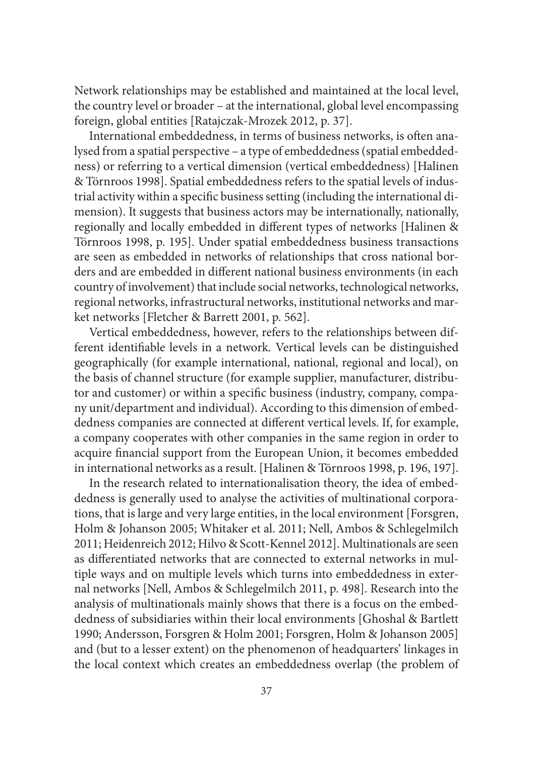Network relationships may be established and maintained at the local level, the country level or broader – at the international, global level encompassing foreign, global entities [Ratajczak-Mrozek 2012, p. 37].

International embeddedness, in terms of business networks, is often analysed from a spatial perspective – a type of embeddedness (spatial embeddedness) or referring to a vertical dimension (vertical embeddedness) [Halinen & Törnroos 1998]. Spatial embeddedness refers to the spatial levels of industrial activity within a specific business setting (including the international dimension). It suggests that business actors may be internationally, nationally, regionally and locally embedded in different types of networks [Halinen & Törnroos 1998, p. 195]. Under spatial embeddedness business transactions are seen as embedded in networks of relationships that cross national borders and are embedded in different national business environments (in each country of involvement) that include social networks, technological networks, regional networks, infrastructural networks, institutional networks and market networks [Fletcher & Barrett 2001, p. 562].

Vertical embeddedness, however, refers to the relationships between different identifiable levels in a network. Vertical levels can be distinguished geographically (for example international, national, regional and local), on the basis of channel structure (for example supplier, manufacturer, distributor and customer) or within a specific business (industry, company, company unit/department and individual). According to this dimension of embeddedness companies are connected at different vertical levels. If, for example, a company cooperates with other companies in the same region in order to acquire financial support from the European Union, it becomes embedded in international networks as a result. [Halinen & Törnroos 1998, p. 196, 197].

In the research related to internationalisation theory, the idea of embeddedness is generally used to analyse the activities of multinational corporations, that is large and very large entities, in the local environment [Forsgren, Holm & Johanson 2005; Whitaker et al. 2011; Nell, Ambos & Schlegelmilch 2011; Heidenreich 2012; Hilvo & Scott-Kennel 2012]. Multinationals are seen as differentiated networks that are connected to external networks in multiple ways and on multiple levels which turns into embeddedness in external networks [Nell, Ambos & Schlegelmilch 2011, p. 498]. Research into the analysis of multinationals mainly shows that there is a focus on the embeddedness of subsidiaries within their local environments [Ghoshal & Bartlett 1990; Andersson, Forsgren & Holm 2001; Forsgren, Holm & Johanson 2005] and (but to a lesser extent) on the phenomenon of headquarters' linkages in the local context which creates an embeddedness overlap (the problem of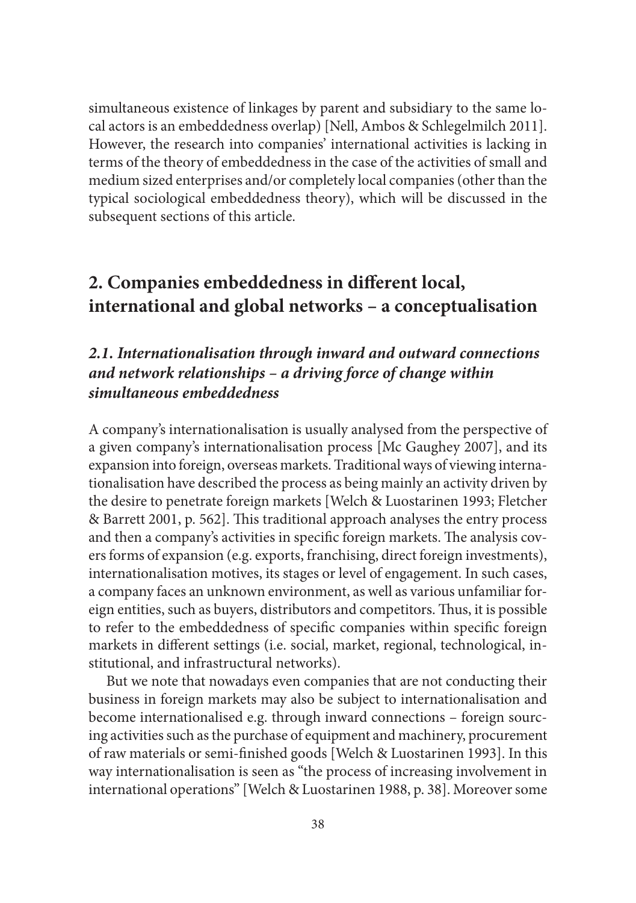simultaneous existence of linkages by parent and subsidiary to the same local actors is an embeddedness overlap) [Nell, Ambos & Schlegelmilch 2011]. However, the research into companies' international activities is lacking in terms of the theory of embeddedness in the case of the activities of small and medium sized enterprises and/or completely local companies (other than the typical sociological embeddedness theory), which will be discussed in the subsequent sections of this article.

## 2. Companies embeddedness in different local, international and global networks – a conceptualisation

### *2.1. Internationalisation through inward and outward connections and network relationships – a driving force of change within simultaneous embeddedness*

A company's internationalisation is usually analysed from the perspective of a given company's internationalisation process [Mc Gaughey 2007], and its expansion into foreign, overseas markets. Traditional ways of viewing internationalisation have described the process as being mainly an activity driven by the desire to penetrate foreign markets [Welch & Luostarinen 1993; Fletcher & Barrett 2001, p. 562]. This traditional approach analyses the entry process and then a company's activities in specific foreign markets. The analysis covers forms of expansion (e.g. exports, franchising, direct foreign investments), internationalisation motives, its stages or level of engagement. In such cases, a company faces an unknown environment, as well as various unfamiliar foreign entities, such as buyers, distributors and competitors. Thus, it is possible to refer to the embeddedness of specific companies within specific foreign markets in different settings (i.e. social, market, regional, technological, institutional, and infrastructural networks).

But we note that nowadays even companies that are not conducting their business in foreign markets may also be subject to internationalisation and become internationalised e.g. through inward connections – foreign sourcing activities such as the purchase of equipment and machinery, procurement of raw materials or semi-finished goods [Welch & Luostarinen 1993]. In this way internationalisation is seen as "the process of increasing involvement in international operations" [Welch & Luostarinen 1988, p. 38]. Moreover some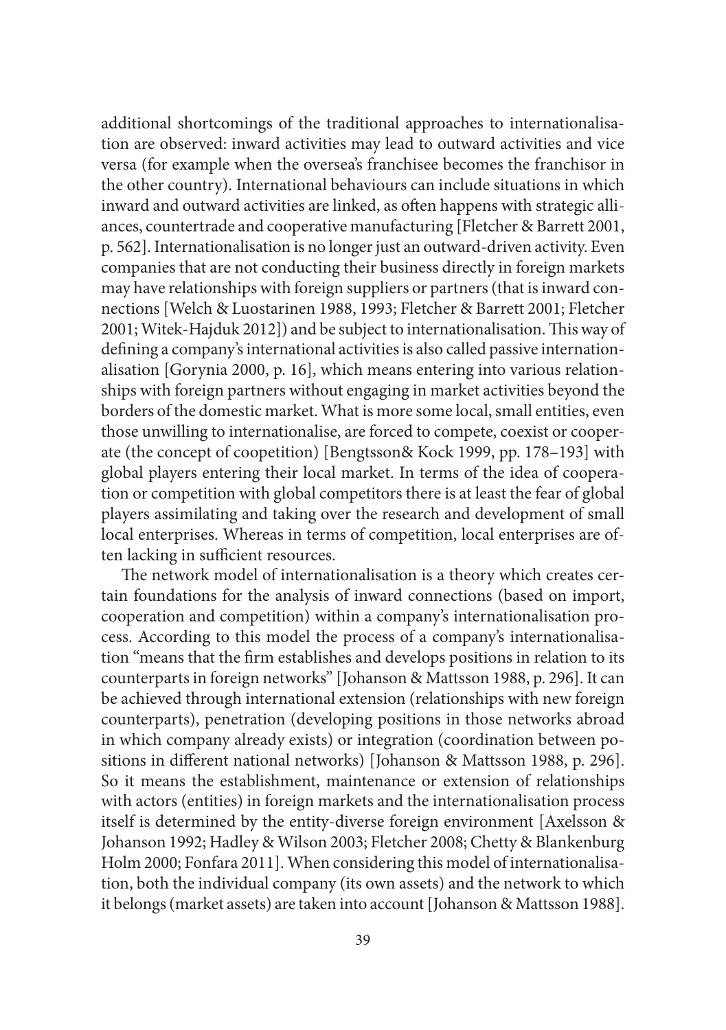additional shortcomings of the traditional approaches to internationalisation are observed: inward activities may lead to outward activities and vice versa (for example when the oversea's franchisee becomes the franchisor in the other country). International behaviours can include situations in which inward and outward activities are linked, as often happens with strategic alliances, countertrade and cooperative manufacturing [Fletcher & Barrett 2001, p. 562]. Internationalisation is no longer just an outward-driven activity. Even companies that are not conducting their business directly in foreign markets may have relationships with foreign suppliers or partners (that is inward connections [Welch & Luostarinen 1988, 1993; Fletcher & Barrett 2001; Fletcher 2001; Witek-Hajduk 2012]) and be subject to internationalisation. This way of defining a company's international activities is also called passive internationalisation [Gorynia 2000, p. 16], which means entering into various relationships with foreign partners without engaging in market activities beyond the borders of the domestic market. What is more some local, small entities, even those unwilling to internationalise, are forced to compete, coexist or cooperate (the concept of coopetition) [Bengtsson& Kock 1999, pp. 178–193] with global players entering their local market. In terms of the idea of cooperation or competition with global competitors there is at least the fear of global players assimilating and taking over the research and development of small local enterprises. Whereas in terms of competition, local enterprises are often lacking in sufficient resources.

The network model of internationalisation is a theory which creates certain foundations for the analysis of inward connections (based on import, cooperation and competition) within a company's internationalisation process. According to this model the process of a company's internationalisation "means that the firm establishes and develops positions in relation to its counterparts in foreign networks" [Johanson & Mattsson 1988, p. 296]. It can be achieved through international extension (relationships with new foreign counterparts), penetration (developing positions in those networks abroad in which company already exists) or integration (coordination between positions in different national networks) [Johanson & Mattsson 1988, p. 296]. So it means the establishment, maintenance or extension of relationships with actors (entities) in foreign markets and the internationalisation process itself is determined by the entity-diverse foreign environment [Axelsson & Johanson 1992; Hadley & Wilson 2003; Fletcher 2008; Chetty & Blankenburg Holm 2000; Fonfara 2011]. When considering this model of internationalisation, both the individual company (its own assets) and the network to which it belongs (market assets) are taken into account [Johanson & Mattsson 1988].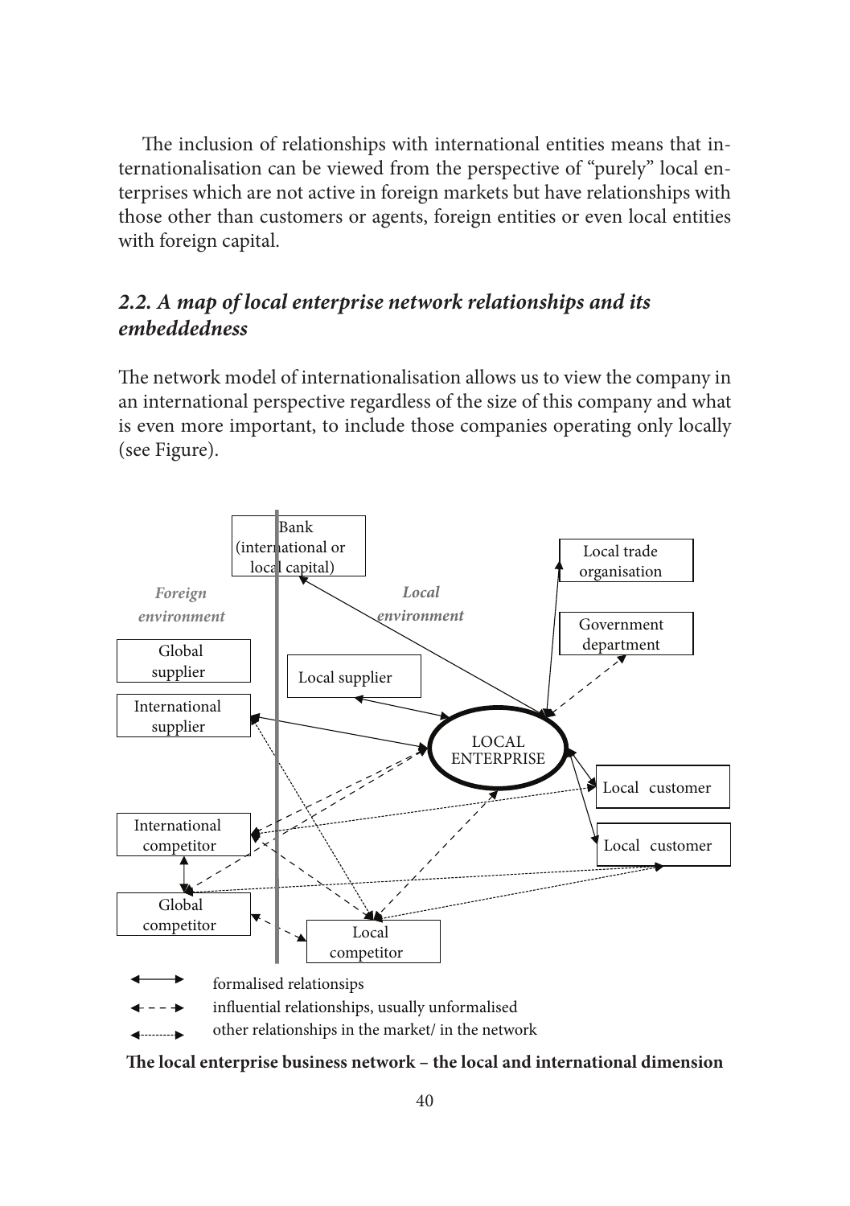The inclusion of relationships with international entities means that internationalisation can be viewed from the perspective of "purely" local enterprises which are not active in foreign markets but have relationships with those other than customers or agents, foreign entities or even local entities with foreign capital.

## *2.2. A map of local enterprise network relationships and its embeddedness*

The network model of internationalisation allows us to view the company in an international perspective regardless of the size of this company and what is even more important, to include those companies operating only locally (see Figure).

formalised relationsips

influential relationships, usually unformalised

other relationships in the market/ in the network

**The local enterprise business network – the local and international dimension**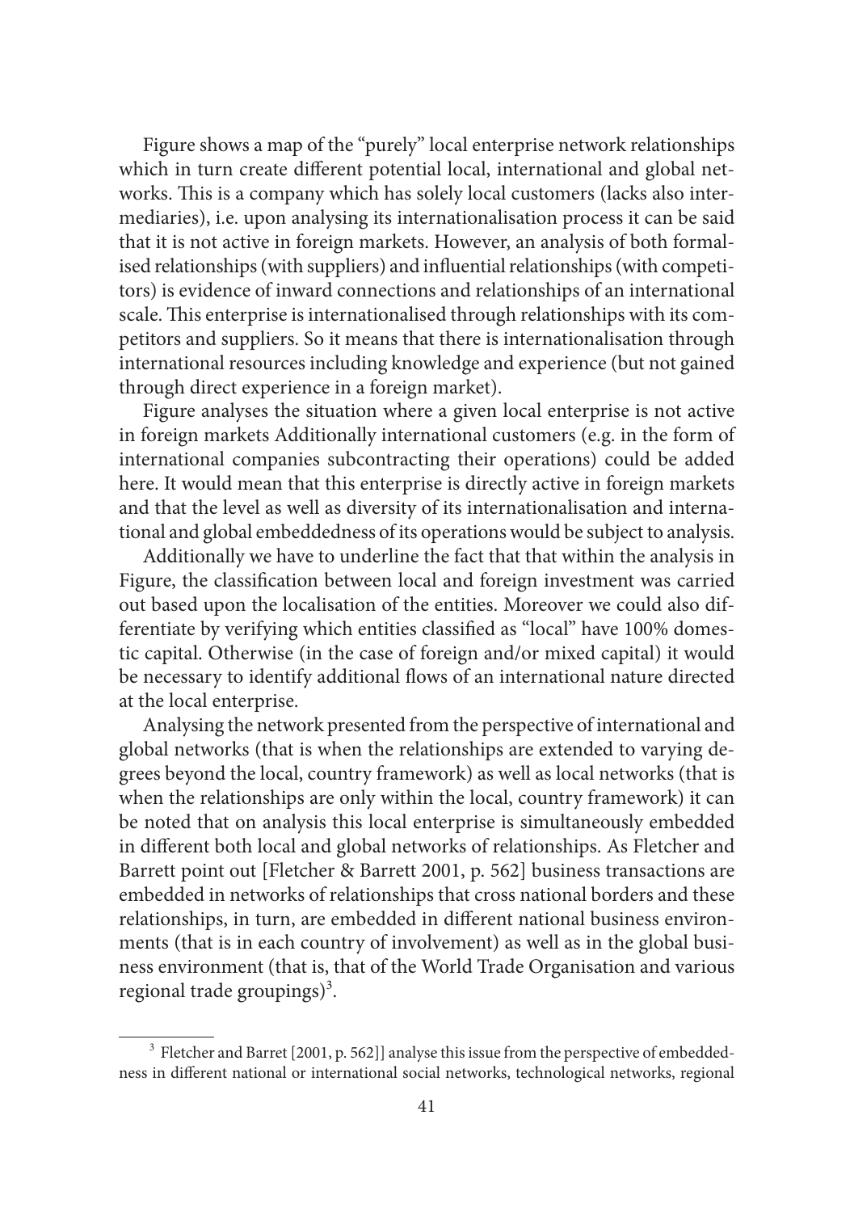Figure shows a map of the "purely" local enterprise network relationships which in turn create different potential local, international and global networks. This is a company which has solely local customers (lacks also intermediaries), i.e. upon analysing its internationalisation process it can be said that it is not active in foreign markets. However, an analysis of both formalised relationships (with suppliers) and influential relationships (with competitors) is evidence of inward connections and relationships of an international scale. This enterprise is internationalised through relationships with its competitors and suppliers. So it means that there is internationalisation through international resources including knowledge and experience (but not gained through direct experience in a foreign market).

Figure analyses the situation where a given local enterprise is not active in foreign markets Additionally international customers (e.g. in the form of international companies subcontracting their operations) could be added here. It would mean that this enterprise is directly active in foreign markets and that the level as well as diversity of its internationalisation and international and global embeddedness of its operations would be subject to analysis.

Additionally we have to underline the fact that that within the analysis in Figure, the classification between local and foreign investment was carried out based upon the localisation of the entities. Moreover we could also differentiate by verifying which entities classified as "local" have 100% domestic capital. Otherwise (in the case of foreign and/or mixed capital) it would be necessary to identify additional flows of an international nature directed at the local enterprise.

Analysing the network presented from the perspective of international and global networks (that is when the relationships are extended to varying degrees beyond the local, country framework) as well as local networks (that is when the relationships are only within the local, country framework) it can be noted that on analysis this local enterprise is simultaneously embedded in different both local and global networks of relationships. As Fletcher and Barrett point out [Fletcher & Barrett 2001, p. 562] business transactions are embedded in networks of relationships that cross national borders and these relationships, in turn, are embedded in different national business environments (that is in each country of involvement) as well as in the global business environment (that is, that of the World Trade Organisation and various regional trade groupings)[3].

---

[3] Fletcher and Barret [2001, p. 562]] analyse this issue from the perspective of embeddedness in different national or international social networks, technological networks, regional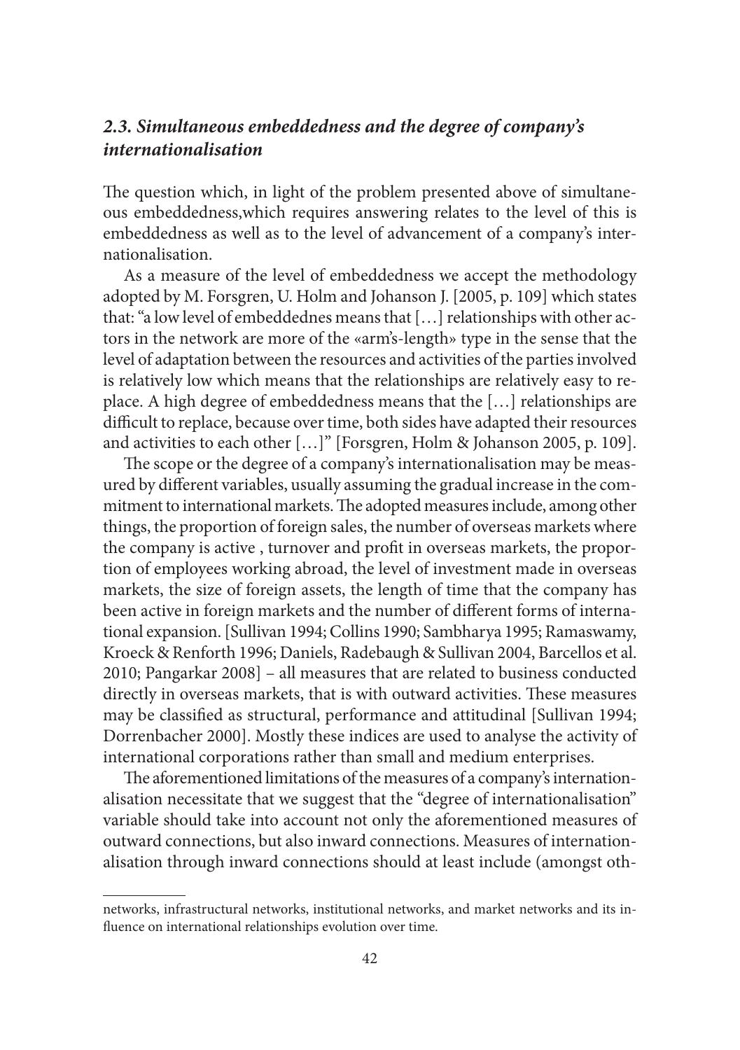### *2.3. Simultaneous embeddedness and the degree of company's internationalisation*

The question which, in light of the problem presented above of simultaneous embeddedness,which requires answering relates to the level of this is embeddedness as well as to the level of advancement of a company's internationalisation.

As a measure of the level of embeddedness we accept the methodology adopted by M. Forsgren, U. Holm and Johanson J. [2005, p. 109] which states that: "a low level of embeddednes means that […] relationships with other actors in the network are more of the «arm's-length» type in the sense that the level of adaptation between the resources and activities of the parties involved is relatively low which means that the relationships are relatively easy to replace. A high degree of embeddedness means that the […] relationships are difficult to replace, because over time, both sides have adapted their resources and activities to each other […]" [Forsgren, Holm & Johanson 2005, p. 109].

The scope or the degree of a company's internationalisation may be measured by different variables, usually assuming the gradual increase in the commitment to international markets. The adopted measures include, among other things, the proportion of foreign sales, the number of overseas markets where the company is active , turnover and profit in overseas markets, the proportion of employees working abroad, the level of investment made in overseas markets, the size of foreign assets, the length of time that the company has been active in foreign markets and the number of different forms of international expansion. [Sullivan 1994; Collins 1990; Sambharya 1995; Ramaswamy, Kroeck & Renforth 1996; Daniels, Radebaugh & Sullivan 2004, Barcellos et al. 2010; Pangarkar 2008] – all measures that are related to business conducted directly in overseas markets, that is with outward activities. These measures may be classified as structural, performance and attitudinal [Sullivan 1994; Dorrenbacher 2000]. Mostly these indices are used to analyse the activity of international corporations rather than small and medium enterprises.

The aforementioned limitations of the measures of a company's internationalisation necessitate that we suggest that the "degree of internationalisation" variable should take into account not only the aforementioned measures of outward connections, but also inward connections. Measures of internationalisation through inward connections should at least include (amongst oth-

---

networks, infrastructural networks, institutional networks, and market networks and its influence on international relationships evolution over time.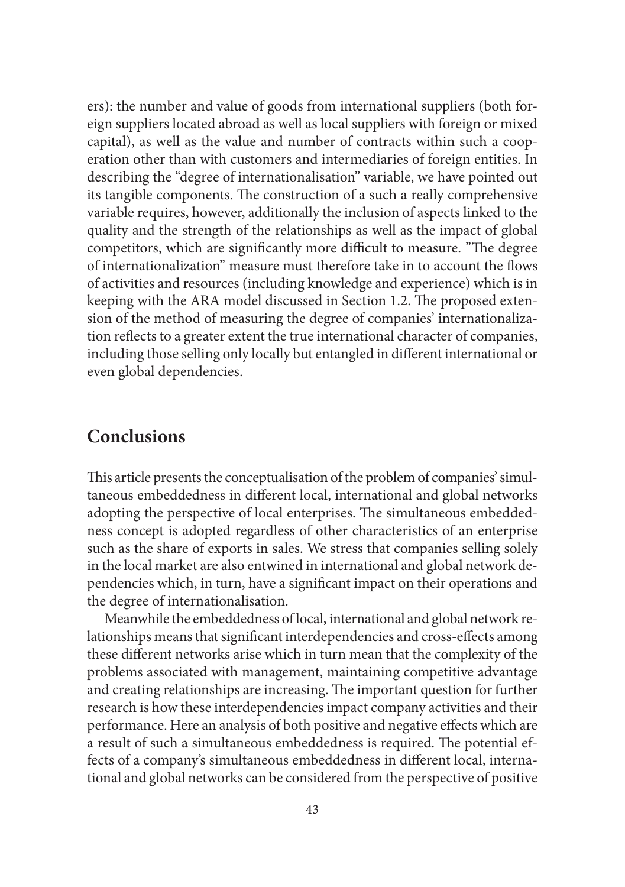ers): the number and value of goods from international suppliers (both foreign suppliers located abroad as well as local suppliers with foreign or mixed capital), as well as the value and number of contracts within such a cooperation other than with customers and intermediaries of foreign entities. In describing the "degree of internationalisation" variable, we have pointed out its tangible components. The construction of a such a really comprehensive variable requires, however, additionally the inclusion of aspects linked to the quality and the strength of the relationships as well as the impact of global competitors, which are significantly more difficult to measure. "The degree of internationalization" measure must therefore take in to account the flows of activities and resources (including knowledge and experience) which is in keeping with the ARA model discussed in Section 1.2. The proposed extension of the method of measuring the degree of companies' internationalization reflects to a greater extent the true international character of companies, including those selling only locally but entangled in different international or even global dependencies.

## Conclusions

This article presents the conceptualisation of the problem of companies' simultaneous embeddedness in different local, international and global networks adopting the perspective of local enterprises. The simultaneous embeddedness concept is adopted regardless of other characteristics of an enterprise such as the share of exports in sales. We stress that companies selling solely in the local market are also entwined in international and global network dependencies which, in turn, have a significant impact on their operations and the degree of internationalisation.

Meanwhile the embeddedness of local, international and global network relationships means that significant interdependencies and cross-effects among these different networks arise which in turn mean that the complexity of the problems associated with management, maintaining competitive advantage and creating relationships are increasing. The important question for further research is how these interdependencies impact company activities and their performance. Here an analysis of both positive and negative effects which are a result of such a simultaneous embeddedness is required. The potential effects of a company's simultaneous embeddedness in different local, international and global networks can be considered from the perspective of positive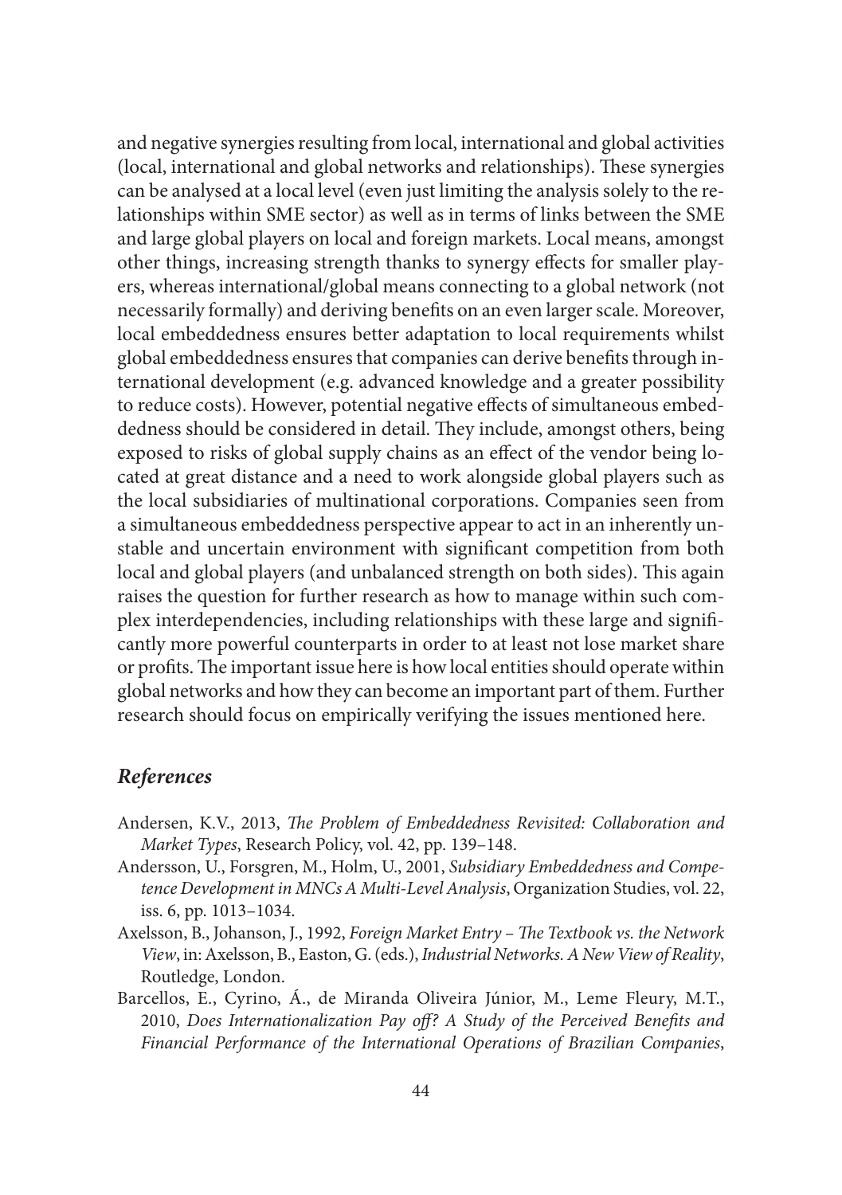and negative synergies resulting from local, international and global activities (local, international and global networks and relationships). These synergies can be analysed at a local level (even just limiting the analysis solely to the relationships within SME sector) as well as in terms of links between the SME and large global players on local and foreign markets. Local means, amongst other things, increasing strength thanks to synergy effects for smaller players, whereas international/global means connecting to a global network (not necessarily formally) and deriving benefits on an even larger scale. Moreover, local embeddedness ensures better adaptation to local requirements whilst global embeddedness ensures that companies can derive benefits through international development (e.g. advanced knowledge and a greater possibility to reduce costs). However, potential negative effects of simultaneous embeddedness should be considered in detail. They include, amongst others, being exposed to risks of global supply chains as an effect of the vendor being located at great distance and a need to work alongside global players such as the local subsidiaries of multinational corporations. Companies seen from a simultaneous embeddedness perspective appear to act in an inherently unstable and uncertain environment with significant competition from both local and global players (and unbalanced strength on both sides). This again raises the question for further research as how to manage within such complex interdependencies, including relationships with these large and significantly more powerful counterparts in order to at least not lose market share or profits. The important issue here is how local entities should operate within global networks and how they can become an important part of them. Further research should focus on empirically verifying the issues mentioned here.

## *References*

Andersen, K.V., 2013, *The Problem of Embeddedness Revisited: Collaboration and Market Types*, Research Policy, vol. 42, pp. 139–148.

Andersson, U., Forsgren, M., Holm, U., 2001, *Subsidiary Embeddedness and Competence Development in MNCs A Multi-Level Analysis*, Organization Studies, vol. 22, iss. 6, pp. 1013–1034.

Axelsson, B., Johanson, J., 1992, *Foreign Market Entry – The Textbook vs. the Network View*, in: Axelsson, B., Easton, G. (eds.), *Industrial Networks. A New View of Reality*, Routledge, London.

Barcellos, E., Cyrino, Á., de Miranda Oliveira Júnior, M., Leme Fleury, M.T., 2010, *Does Internationalization Pay off? A Study of the Perceived Benefits and Financial Performance of the International Operations of Brazilian Companies*,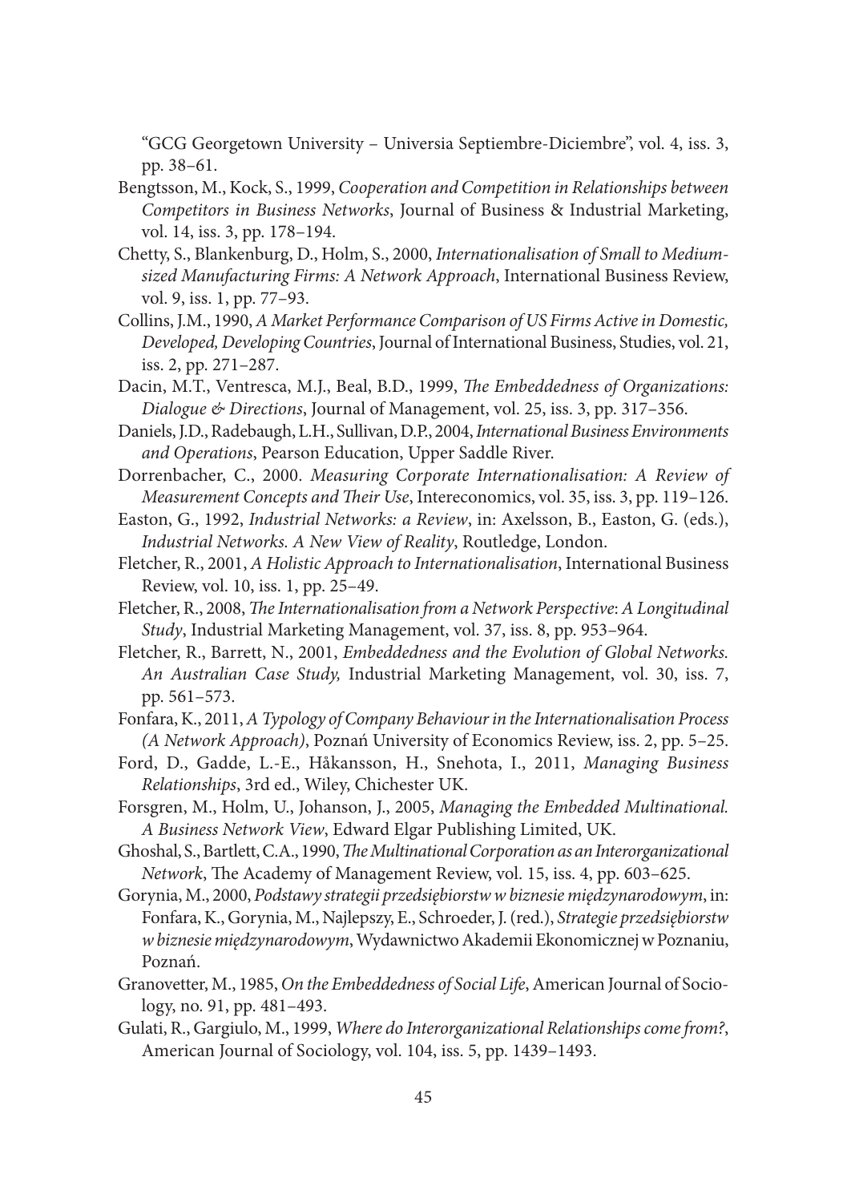"GCG Georgetown University – Universia Septiembre-Diciembre", vol. 4, iss. 3, pp. 38–61.

Bengtsson, M., Kock, S., 1999, *Cooperation and Competition in Relationships between Competitors in Business Networks*, Journal of Business & Industrial Marketing, vol. 14, iss. 3, pp. 178–194.

Chetty, S., Blankenburg, D., Holm, S., 2000, *Internationalisation of Small to Medium-sized Manufacturing Firms: A Network Approach*, International Business Review, vol. 9, iss. 1, pp. 77–93.

Collins, J.M., 1990, *A Market Performance Comparison of US Firms Active in Domestic, Developed, Developing Countries*, Journal of International Business, Studies, vol. 21, iss. 2, pp. 271–287.

Dacin, M.T., Ventresca, M.J., Beal, B.D., 1999, *The Embeddedness of Organizations: Dialogue & Directions*, Journal of Management, vol. 25, iss. 3, pp. 317–356.

Daniels, J.D., Radebaugh, L.H., Sullivan, D.P., 2004, *International Business Environments and Operations*, Pearson Education, Upper Saddle River.

Dorrenbacher, C., 2000. *Measuring Corporate Internationalisation: A Review of Measurement Concepts and Their Use*, Intereconomics, vol. 35, iss. 3, pp. 119–126.

Easton, G., 1992, *Industrial Networks: a Review*, in: Axelsson, B., Easton, G. (eds.), *Industrial Networks. A New View of Reality*, Routledge, London.

Fletcher, R., 2001, *A Holistic Approach to Internationalisation*, International Business Review, vol. 10, iss. 1, pp. 25–49.

Fletcher, R., 2008, *The Internationalisation from a Network Perspective: A Longitudinal Study*, Industrial Marketing Management, vol. 37, iss. 8, pp. 953–964.

Fletcher, R., Barrett, N., 2001, *Embeddedness and the Evolution of Global Networks. An Australian Case Study,* Industrial Marketing Management, vol. 30, iss. 7, pp. 561–573.

Fonfara, K., 2011, *A Typology of Company Behaviour in the Internationalisation Process (A Network Approach)*, Poznań University of Economics Review, iss. 2, pp. 5–25.

Ford, D., Gadde, L.-E., Håkansson, H., Snehota, I., 2011, *Managing Business Relationships*, 3rd ed., Wiley, Chichester UK.

Forsgren, M., Holm, U., Johanson, J., 2005, *Managing the Embedded Multinational. A Business Network View*, Edward Elgar Publishing Limited, UK.

Ghoshal, S., Bartlett, C.A., 1990, *The Multinational Corporation as an Interorganizational Network*, The Academy of Management Review, vol. 15, iss. 4, pp. 603–625.

Gorynia, M., 2000, *Podstawy strategii przedsiębiorstw w biznesie międzynarodowym*, in: Fonfara, K., Gorynia, M., Najlepszy, E., Schroeder, J. (red.), *Strategie przedsiębiorstw w biznesie międzynarodowym*, Wydawnictwo Akademii Ekonomicznej w Poznaniu, Poznań.

Granovetter, M., 1985, *On the Embeddedness of Social Life*, American Journal of Sociology, no. 91, pp. 481–493.

Gulati, R., Gargiulo, M., 1999, *Where do Interorganizational Relationships come from?*, American Journal of Sociology, vol. 104, iss. 5, pp. 1439–1493.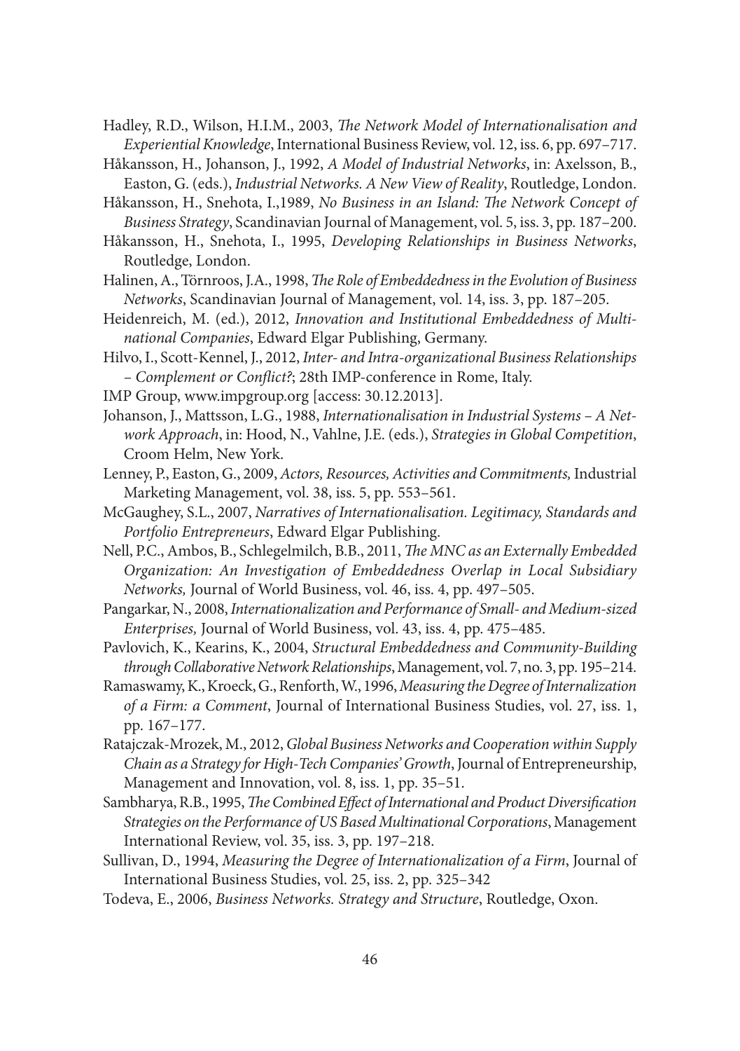Hadley, R.D., Wilson, H.I.M., 2003, *The Network Model of Internationalisation and Experiential Knowledge*, International Business Review, vol. 12, iss. 6, pp. 697–717.

Håkansson, H., Johanson, J., 1992, *A Model of Industrial Networks*, in: Axelsson, B., Easton, G. (eds.), *Industrial Networks. A New View of Reality*, Routledge, London.

Håkansson, H., Snehota, I.,1989, *No Business in an Island: The Network Concept of Business Strategy*, Scandinavian Journal of Management, vol. 5, iss. 3, pp. 187–200.

Håkansson, H., Snehota, I., 1995, *Developing Relationships in Business Networks*, Routledge, London.

Halinen, A., Törnroos, J.A., 1998, *The Role of Embeddedness in the Evolution of Business Networks*, Scandinavian Journal of Management, vol. 14, iss. 3, pp. 187–205.

Heidenreich, M. (ed.), 2012, *Innovation and Institutional Embeddedness of Multinational Companies*, Edward Elgar Publishing, Germany.

Hilvo, I., Scott-Kennel, J., 2012, *Inter- and Intra-organizational Business Relationships – Complement or Conflict?*; 28th IMP-conference in Rome, Italy.

IMP Group, www.impgroup.org [access: 30.12.2013].

Johanson, J., Mattsson, L.G., 1988, *Internationalisation in Industrial Systems – A Network Approach*, in: Hood, N., Vahlne, J.E. (eds.), *Strategies in Global Competition*, Croom Helm, New York.

Lenney, P., Easton, G., 2009, *Actors, Resources, Activities and Commitments,* Industrial Marketing Management, vol. 38, iss. 5, pp. 553–561.

McGaughey, S.L., 2007, *Narratives of Internationalisation. Legitimacy, Standards and Portfolio Entrepreneurs*, Edward Elgar Publishing.

Nell, P.C., Ambos, B., Schlegelmilch, B.B., 2011, *The MNC as an Externally Embedded Organization: An Investigation of Embeddedness Overlap in Local Subsidiary Networks,* Journal of World Business, vol. 46, iss. 4, pp. 497–505.

Pangarkar, N., 2008, *Internationalization and Performance of Small- and Medium-sized Enterprises,* Journal of World Business, vol. 43, iss. 4, pp. 475–485.

Pavlovich, K., Kearins, K., 2004, *Structural Embeddedness and Community-Building through Collaborative Network Relationships*, Management, vol. 7, no. 3, pp. 195–214.

Ramaswamy, K., Kroeck, G., Renforth, W., 1996, *Measuring the Degree of Internalization of a Firm: a Comment*, Journal of International Business Studies, vol. 27, iss. 1, pp. 167–177.

Ratajczak-Mrozek, M., 2012, *Global Business Networks and Cooperation within Supply Chain as a Strategy for High-Tech Companies' Growth*, Journal of Entrepreneurship, Management and Innovation, vol. 8, iss. 1, pp. 35–51.

Sambharya, R.B., 1995, *The Combined Effect of International and Product Diversification Strategies on the Performance of US Based Multinational Corporations*, Management International Review, vol. 35, iss. 3, pp. 197–218.

Sullivan, D., 1994, *Measuring the Degree of Internationalization of a Firm*, Journal of International Business Studies, vol. 25, iss. 2, pp. 325–342

Todeva, E., 2006, *Business Networks. Strategy and Structure*, Routledge, Oxon.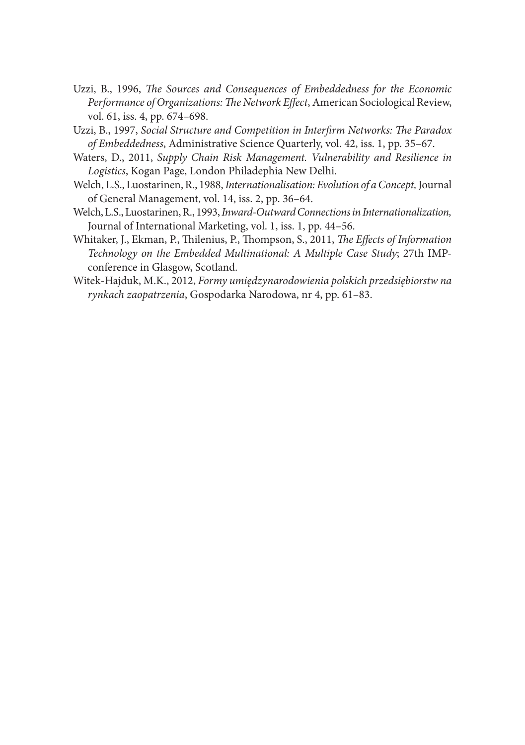Uzzi, B., 1996, *The Sources and Consequences of Embeddedness for the Economic Performance of Organizations: The Network Effect*, American Sociological Review, vol. 61, iss. 4, pp. 674–698.

Uzzi, B., 1997, *Social Structure and Competition in Interfirm Networks: The Paradox of Embeddedness*, Administrative Science Quarterly, vol. 42, iss. 1, pp. 35–67.

Waters, D., 2011, *Supply Chain Risk Management. Vulnerability and Resilience in Logistics*, Kogan Page, London Philadephia New Delhi.

Welch, L.S., Luostarinen, R., 1988, *Internationalisation: Evolution of a Concept,* Journal of General Management, vol. 14, iss. 2, pp. 36–64.

Welch, L.S., Luostarinen, R., 1993, *Inward-Outward Connections in Internationalization,* Journal of International Marketing, vol. 1, iss. 1, pp. 44–56.

Whitaker, J., Ekman, P., Thilenius, P., Thompson, S., 2011, *The Effects of Information Technology on the Embedded Multinational: A Multiple Case Study*; 27th IMP-conference in Glasgow, Scotland.

Witek-Hajduk, M.K., 2012, *Formy umiędzynarodowienia polskich przedsiębiorstw na rynkach zaopatrzenia*, Gospodarka Narodowa, nr 4, pp. 61–83.